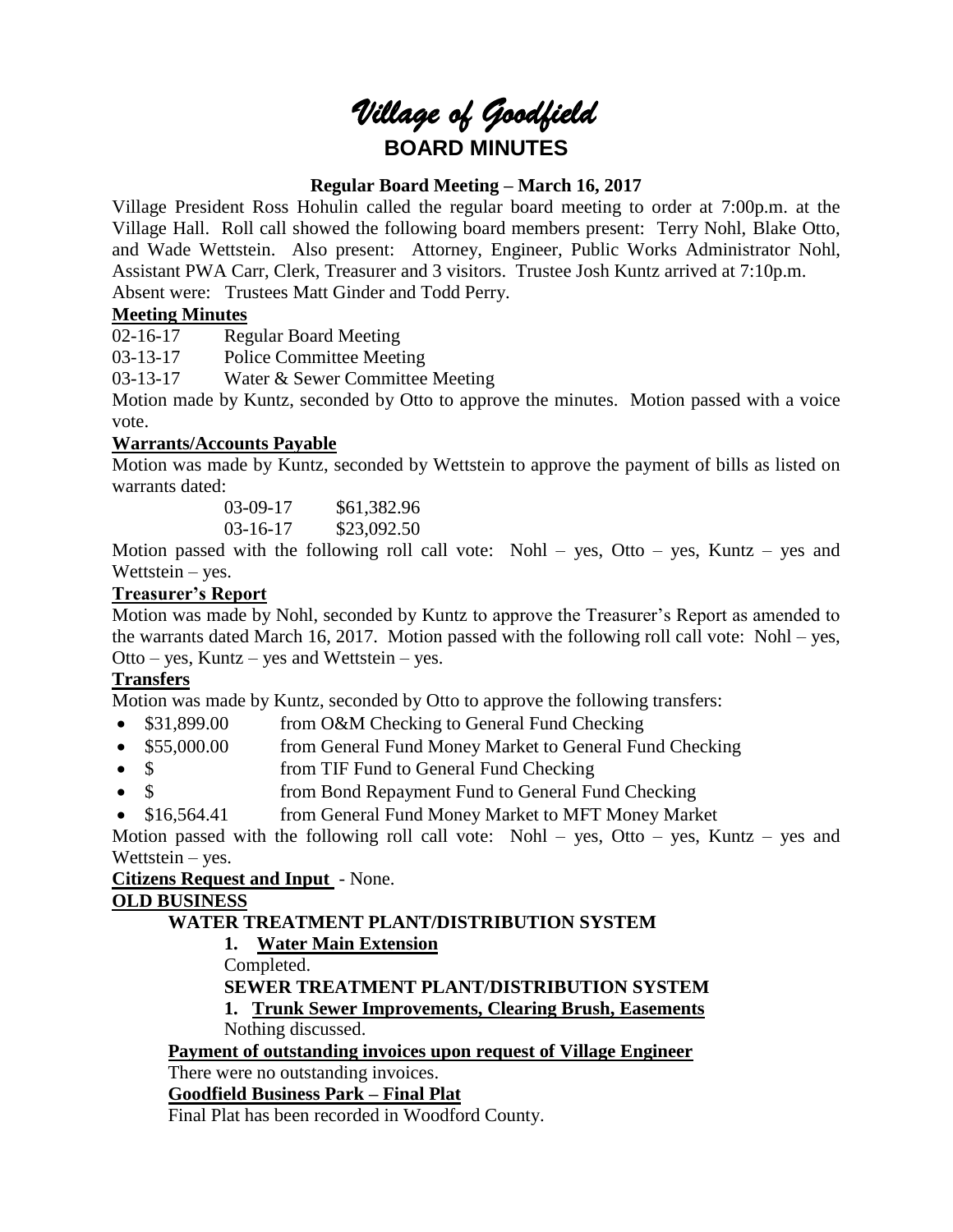# *Village of Goodfield*

## BOARD MINUTES

**Regular Board Meeting – March 16, 2017**

Village President Ross Hohulin called the regular board meeting to order at 7:00p.m. at the Village Hall. Roll call showed the following board members present: Terry Nohl, Blake Otto, and Wade Wettstein. Also present: Attorney, Engineer, Public Works Administrator Nohl, Assistant PWA Carr, Clerk, Treasurer and 3 visitors. Trustee Josh Kuntz arrived at 7:10p.m. Absent were: Trustees Matt Ginder and Todd Perry.

**Meeting Minutes**

02-16-17 Regular Board Meeting

03-13-17 Police Committee Meeting

03-13-17 Water & Sewer Committee Meeting

Motion made by Kuntz, seconded by Otto to approve the minutes. Motion passed with a voice vote.

**Warrants/Accounts Payable**

Motion was made by Kuntz, seconded by Wettstein to approve the payment of bills as listed on warrants dated:

03-09-17 $61,382.96

03-16-17 $23,092.50

Motion passed with the following roll call vote: Nohl – yes, Otto – yes, Kuntz – yes and Wettstein – yes.

**Treasurer's Report**

Motion was made by Nohl, seconded by Kuntz to approve the Treasurer's Report as amended to the warrants dated March 16, 2017. Motion passed with the following roll call vote: Nohl – yes, Otto – yes, Kuntz – yes and Wettstein – yes.

**Transfers**

Motion was made by Kuntz, seconded by Otto to approve the following transfers:

- $31,899.00 from O&M Checking to General Fund Checking
- $55,000.00 from General Fund Money Market to General Fund Checking
- $ from TIF Fund to General Fund Checking
- $ from Bond Repayment Fund to General Fund Checking
- $16,564.41 from General Fund Money Market to MFT Money Market

Motion passed with the following roll call vote: Nohl – yes, Otto – yes, Kuntz – yes and Wettstein – yes.

**Citizens Request and Input** - None.

**OLD BUSINESS**

**WATER TREATMENT PLANT/DISTRIBUTION SYSTEM**

**1. Water Main Extension**

Completed.

**SEWER TREATMENT PLANT/DISTRIBUTION SYSTEM**

**1. Trunk Sewer Improvements, Clearing Brush, Easements**

Nothing discussed.

**Payment of outstanding invoices upon request of Village Engineer**

There were no outstanding invoices.

**Goodfield Business Park – Final Plat**

Final Plat has been recorded in Woodford County.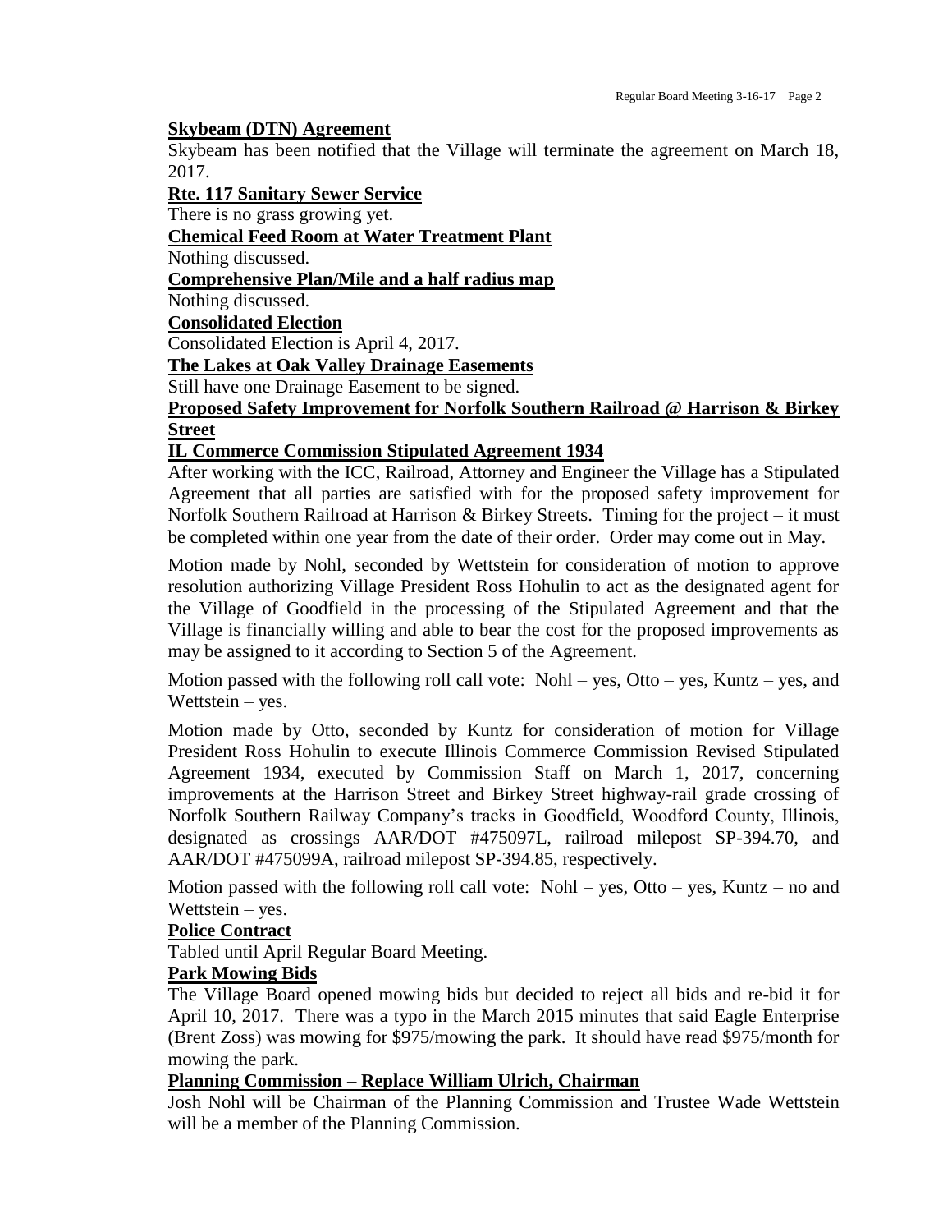**Skybeam (DTN) Agreement**

Skybeam has been notified that the Village will terminate the agreement on March 18, 2017.

**Rte. 117 Sanitary Sewer Service**

There is no grass growing yet.

**Chemical Feed Room at Water Treatment Plant**

Nothing discussed.

**Comprehensive Plan/Mile and a half radius map**

Nothing discussed.

**Consolidated Election**

Consolidated Election is April 4, 2017.

**The Lakes at Oak Valley Drainage Easements**

Still have one Drainage Easement to be signed.

**Proposed Safety Improvement for Norfolk Southern Railroad @ Harrison & Birkey Street**

**IL Commerce Commission Stipulated Agreement 1934**

After working with the ICC, Railroad, Attorney and Engineer the Village has a Stipulated Agreement that all parties are satisfied with for the proposed safety improvement for Norfolk Southern Railroad at Harrison & Birkey Streets. Timing for the project – it must be completed within one year from the date of their order. Order may come out in May.

Motion made by Nohl, seconded by Wettstein for consideration of motion to approve resolution authorizing Village President Ross Hohulin to act as the designated agent for the Village of Goodfield in the processing of the Stipulated Agreement and that the Village is financially willing and able to bear the cost for the proposed improvements as may be assigned to it according to Section 5 of the Agreement.

Motion passed with the following roll call vote: Nohl – yes, Otto – yes, Kuntz – yes, and Wettstein – yes.

Motion made by Otto, seconded by Kuntz for consideration of motion for Village President Ross Hohulin to execute Illinois Commerce Commission Revised Stipulated Agreement 1934, executed by Commission Staff on March 1, 2017, concerning improvements at the Harrison Street and Birkey Street highway-rail grade crossing of Norfolk Southern Railway Company's tracks in Goodfield, Woodford County, Illinois, designated as crossings AAR/DOT #475097L, railroad milepost SP-394.70, and AAR/DOT #475099A, railroad milepost SP-394.85, respectively.

Motion passed with the following roll call vote: Nohl – yes, Otto – yes, Kuntz – no and Wettstein – yes.

**Police Contract**

Tabled until April Regular Board Meeting.

**Park Mowing Bids**

The Village Board opened mowing bids but decided to reject all bids and re-bid it for April 10, 2017. There was a typo in the March 2015 minutes that said Eagle Enterprise (Brent Zoss) was mowing for $975/mowing the park. It should have read $975/month for mowing the park.

**Planning Commission – Replace William Ulrich, Chairman**

Josh Nohl will be Chairman of the Planning Commission and Trustee Wade Wettstein will be a member of the Planning Commission.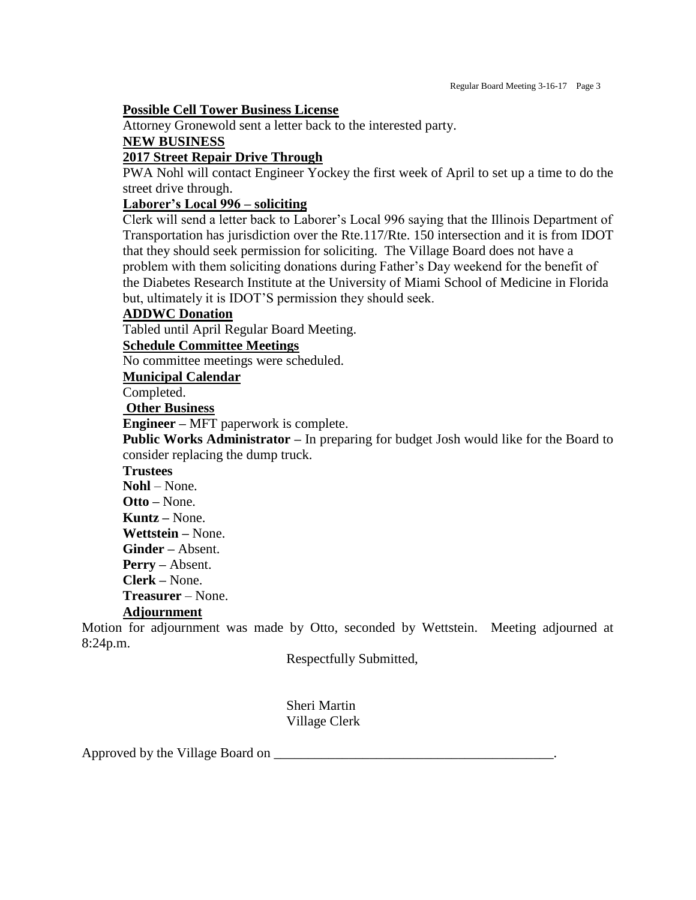**Possible Cell Tower Business License**

Attorney Gronewold sent a letter back to the interested party.

**NEW BUSINESS**

**2017 Street Repair Drive Through**

PWA Nohl will contact Engineer Yockey the first week of April to set up a time to do the street drive through.

**Laborer's Local 996 – soliciting**

Clerk will send a letter back to Laborer's Local 996 saying that the Illinois Department of Transportation has jurisdiction over the Rte.117/Rte. 150 intersection and it is from IDOT that they should seek permission for soliciting. The Village Board does not have a problem with them soliciting donations during Father's Day weekend for the benefit of the Diabetes Research Institute at the University of Miami School of Medicine in Florida but, ultimately it is IDOT'S permission they should seek.

**ADDWC Donation**

Tabled until April Regular Board Meeting.

**Schedule Committee Meetings**

No committee meetings were scheduled.

**Municipal Calendar**

Completed.

**Other Business**

**Engineer –** MFT paperwork is complete.

**Public Works Administrator –** In preparing for budget Josh would like for the Board to consider replacing the dump truck.

**Trustees**

**Nohl** – None.
**Otto –** None.
**Kuntz –** None.
**Wettstein –** None.
**Ginder –** Absent.
**Perry –** Absent.
**Clerk –** None.
**Treasurer** – None.

**Adjournment**

Motion for adjournment was made by Otto, seconded by Wettstein. Meeting adjourned at 8:24p.m.

Respectfully Submitted,

Sheri Martin
Village Clerk

Approved by the Village Board on ________________________________________.